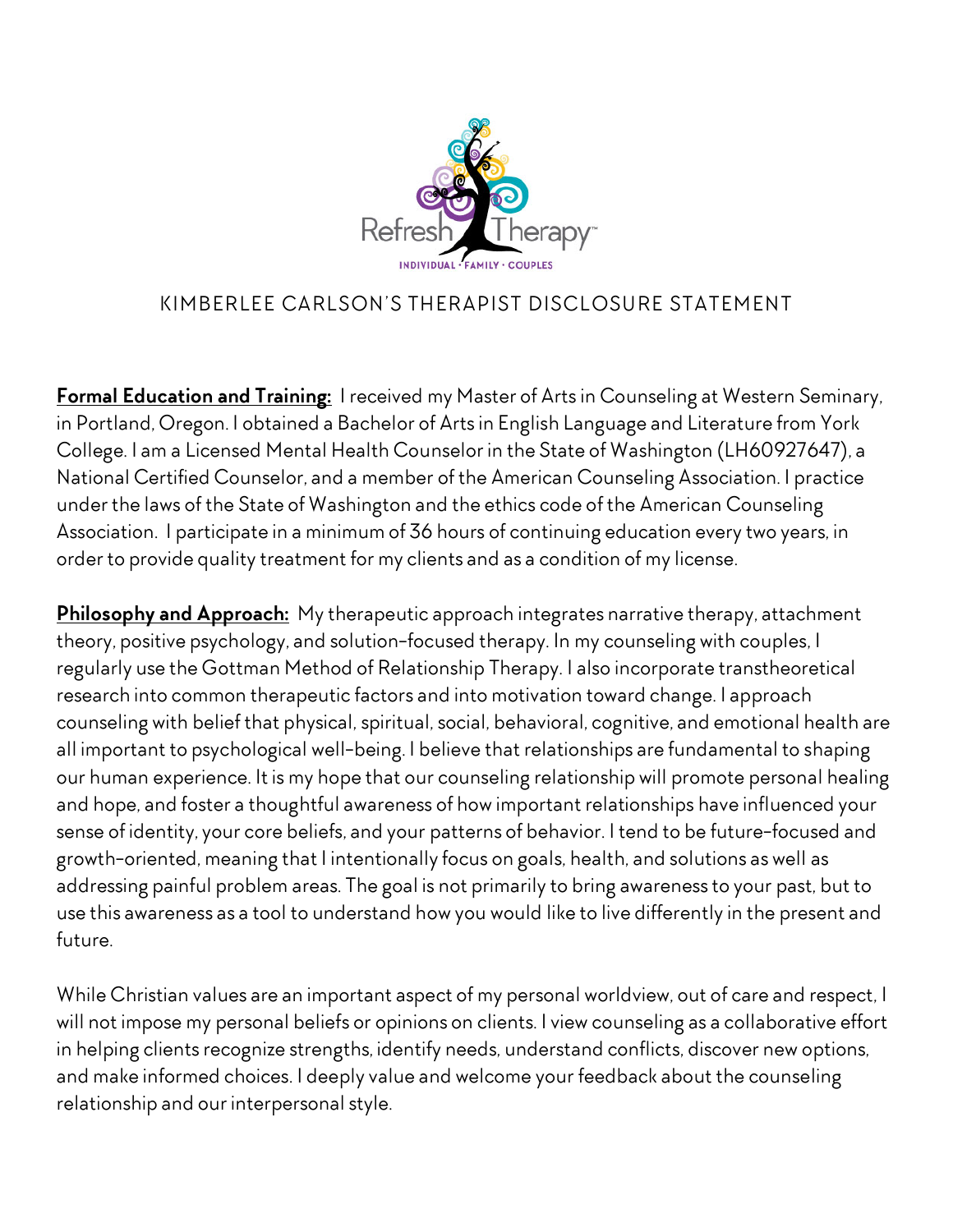Refresh Therapy™

INDIVIDUAL · FAMILY · COUPLES

# KIMBERLEE CARLSON'S THERAPIST DISCLOSURE STATEMENT

**Formal Education and Training:** I received my Master of Arts in Counseling at Western Seminary, in Portland, Oregon. I obtained a Bachelor of Arts in English Language and Literature from York College. I am a Licensed Mental Health Counselor in the State of Washington (LH60927647), a National Certified Counselor, and a member of the American Counseling Association. I practice under the laws of the State of Washington and the ethics code of the American Counseling Association. I participate in a minimum of 36 hours of continuing education every two years, in order to provide quality treatment for my clients and as a condition of my license.

**Philosophy and Approach:** My therapeutic approach integrates narrative therapy, attachment theory, positive psychology, and solution-focused therapy. In my counseling with couples, I regularly use the Gottman Method of Relationship Therapy. I also incorporate transtheoretical research into common therapeutic factors and into motivation toward change. I approach counseling with belief that physical, spiritual, social, behavioral, cognitive, and emotional health are all important to psychological well-being. I believe that relationships are fundamental to shaping our human experience. It is my hope that our counseling relationship will promote personal healing and hope, and foster a thoughtful awareness of how important relationships have influenced your sense of identity, your core beliefs, and your patterns of behavior. I tend to be future-focused and growth-oriented, meaning that I intentionally focus on goals, health, and solutions as well as addressing painful problem areas. The goal is not primarily to bring awareness to your past, but to use this awareness as a tool to understand how you would like to live differently in the present and future.

While Christian values are an important aspect of my personal worldview, out of care and respect, I will not impose my personal beliefs or opinions on clients. I view counseling as a collaborative effort in helping clients recognize strengths, identify needs, understand conflicts, discover new options, and make informed choices. I deeply value and welcome your feedback about the counseling relationship and our interpersonal style.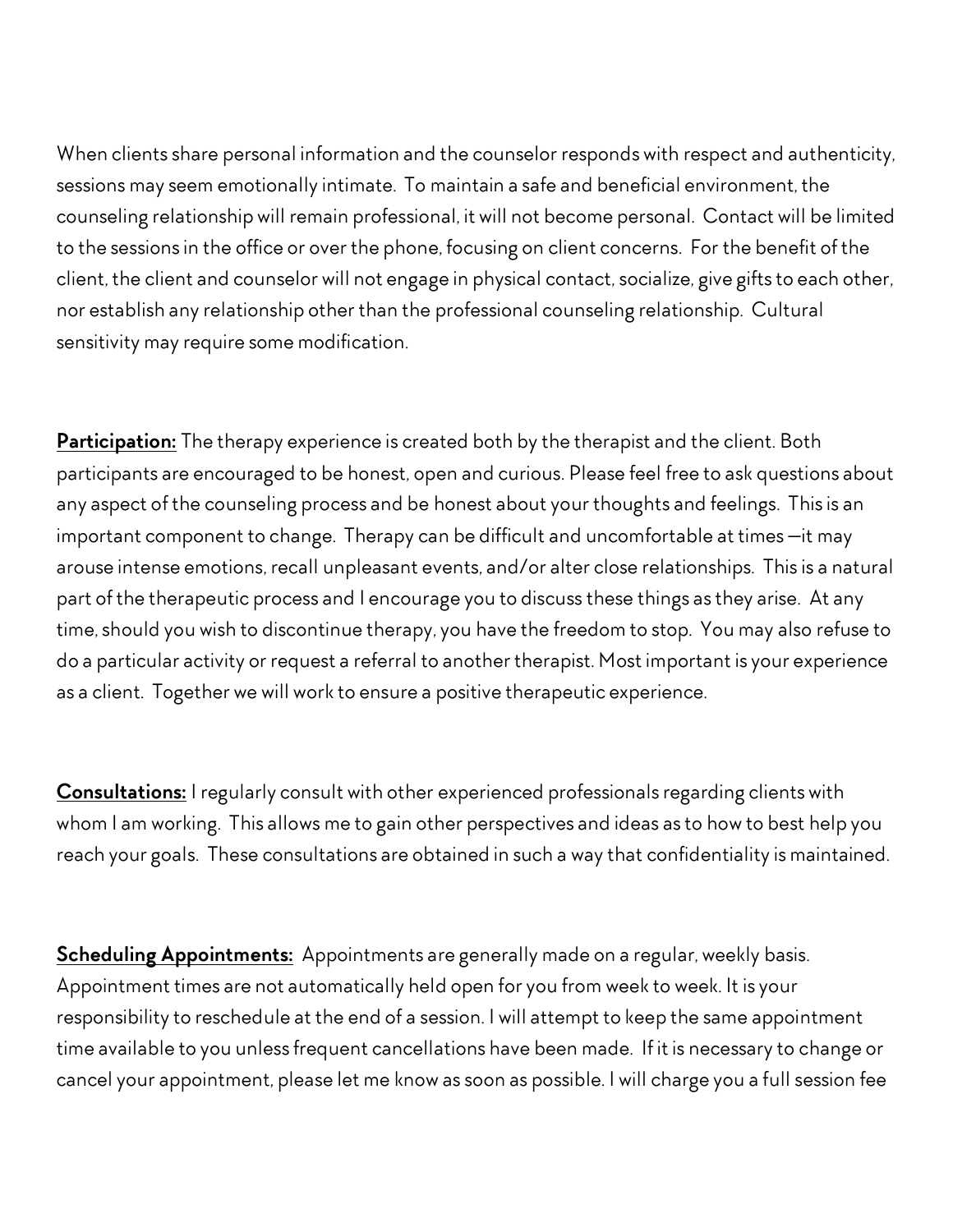When clients share personal information and the counselor responds with respect and authenticity, sessions may seem emotionally intimate. To maintain a safe and beneficial environment, the counseling relationship will remain professional, it will not become personal. Contact will be limited to the sessions in the office or over the phone, focusing on client concerns. For the benefit of the client, the client and counselor will not engage in physical contact, socialize, give gifts to each other, nor establish any relationship other than the professional counseling relationship. Cultural sensitivity may require some modification.

**Participation:** The therapy experience is created both by the therapist and the client. Both participants are encouraged to be honest, open and curious. Please feel free to ask questions about any aspect of the counseling process and be honest about your thoughts and feelings. This is an important component to change. Therapy can be difficult and uncomfortable at times —it may arouse intense emotions, recall unpleasant events, and/or alter close relationships. This is a natural part of the therapeutic process and I encourage you to discuss these things as they arise. At any time, should you wish to discontinue therapy, you have the freedom to stop. You may also refuse to do a particular activity or request a referral to another therapist. Most important is your experience as a client. Together we will work to ensure a positive therapeutic experience.

**Consultations:** I regularly consult with other experienced professionals regarding clients with whom I am working. This allows me to gain other perspectives and ideas as to how to best help you reach your goals. These consultations are obtained in such a way that confidentiality is maintained.

**Scheduling Appointments:** Appointments are generally made on a regular, weekly basis. Appointment times are not automatically held open for you from week to week. It is your responsibility to reschedule at the end of a session. I will attempt to keep the same appointment time available to you unless frequent cancellations have been made. If it is necessary to change or cancel your appointment, please let me know as soon as possible. I will charge you a full session fee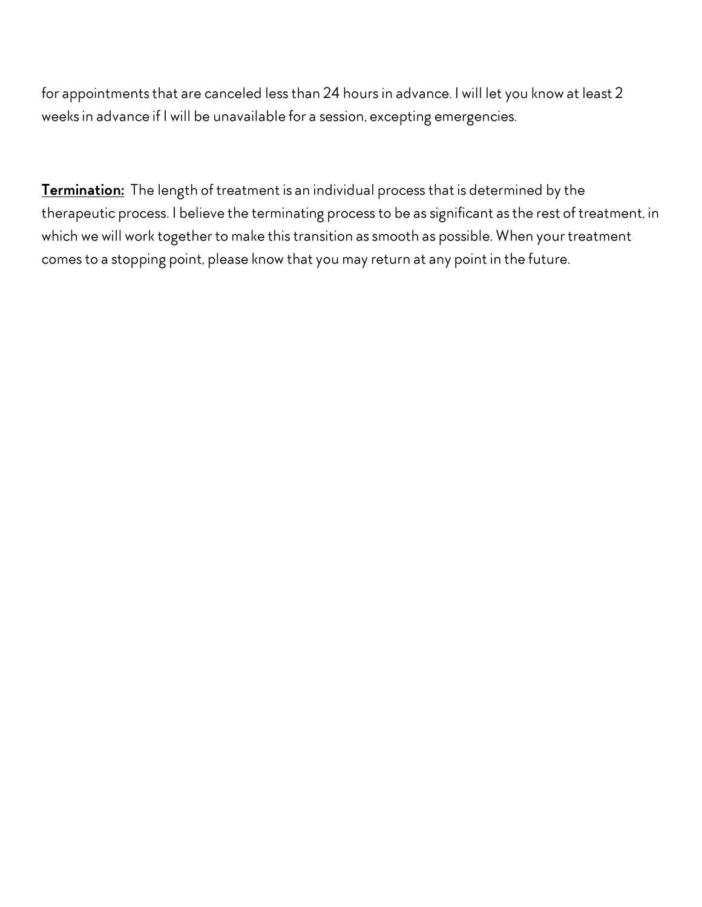for appointments that are canceled less than 24 hours in advance. I will let you know at least 2 weeks in advance if I will be unavailable for a session, excepting emergencies.

**Termination:** The length of treatment is an individual process that is determined by the therapeutic process. I believe the terminating process to be as significant as the rest of treatment, in which we will work together to make this transition as smooth as possible. When your treatment comes to a stopping point, please know that you may return at any point in the future.